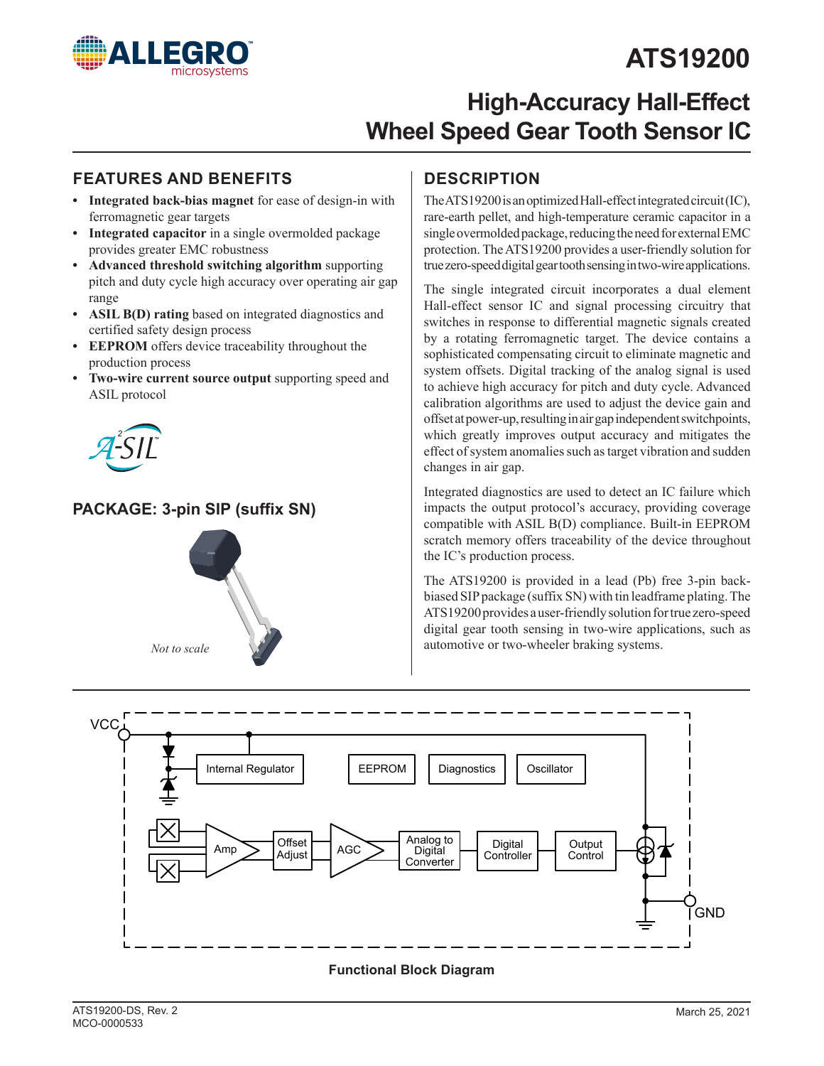# ATS19200

## High-Accuracy Hall-Effect Wheel Speed Gear Tooth Sensor IC

## FEATURES AND BENEFITS

- **Integrated back-bias magnet** for ease of design-in with ferromagnetic gear targets
- **Integrated capacitor** in a single overmolded package provides greater EMC robustness
- **Advanced threshold switching algorithm** supporting pitch and duty cycle high accuracy over operating air gap range
- **ASIL B(D) rating** based on integrated diagnostics and certified safety design process
- **EEPROM** offers device traceability throughout the production process
- **Two-wire current source output** supporting speed and ASIL protocol

## PACKAGE: 3-pin SIP (suffix SN)

*Not to scale*

## DESCRIPTION

The ATS19200 is an optimized Hall-effect integrated circuit (IC), rare-earth pellet, and high-temperature ceramic capacitor in a single overmolded package, reducing the need for external EMC protection. The ATS19200 provides a user-friendly solution for true zero-speed digital gear tooth sensing in two-wire applications.

The single integrated circuit incorporates a dual element Hall-effect sensor IC and signal processing circuitry that switches in response to differential magnetic signals created by a rotating ferromagnetic target. The device contains a sophisticated compensating circuit to eliminate magnetic and system offsets. Digital tracking of the analog signal is used to achieve high accuracy for pitch and duty cycle. Advanced calibration algorithms are used to adjust the device gain and offset at power-up, resulting in air gap independent switchpoints, which greatly improves output accuracy and mitigates the effect of system anomalies such as target vibration and sudden changes in air gap.

Integrated diagnostics are used to detect an IC failure which impacts the output protocol's accuracy, providing coverage compatible with ASIL B(D) compliance. Built-in EEPROM scratch memory offers traceability of the device throughout the IC's production process.

The ATS19200 is provided in a lead (Pb) free 3-pin back-biased SIP package (suffix SN) with tin leadframe plating. The ATS19200 provides a user-friendly solution for true zero-speed digital gear tooth sensing in two-wire applications, such as automotive or two-wheeler braking systems.

VCC

Internal Regulator | EEPROM | Diagnostics | Oscillator

Amp | Offset Adjust | AGC | Analog to Digital Converter | Digital Controller | Output Control

GND

**Functional Block Diagram**

ATS19200-DS, Rev. 2
MCO-0000533

March 25, 2021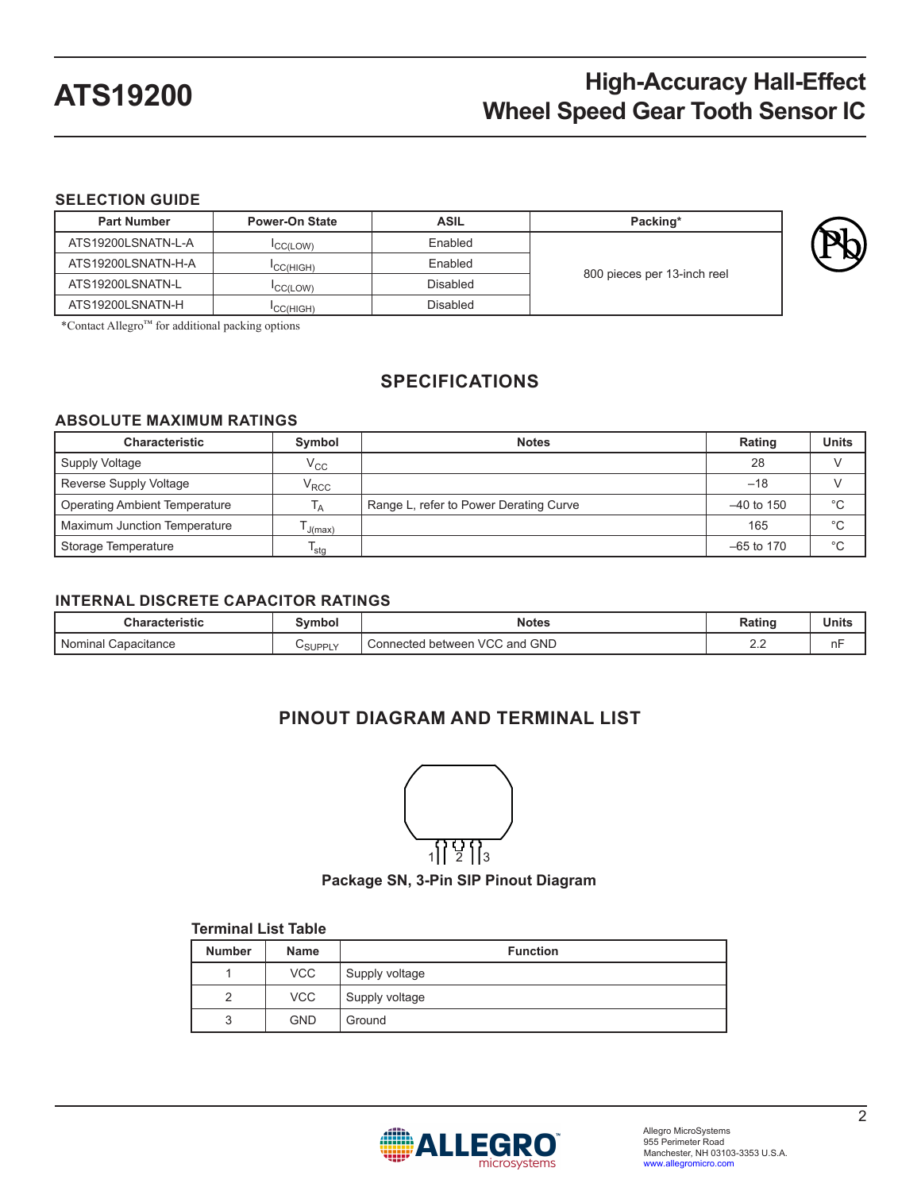## SELECTION GUIDE

| Part Number | Power-On State | ASIL | Packing* |
|---|---|---|---|
| ATS19200LSNATN-L-A | $I_{CC(LOW)}$ | Enabled | 800 pieces per 13-inch reel |
| ATS19200LSNATN-H-A | $I_{CC(HIGH)}$ | Enabled | |
| ATS19200LSNATN-L | $I_{CC(LOW)}$ | Disabled | |
| ATS19200LSNATN-H | $I_{CC(HIGH)}$ | Disabled | |

*Contact Allegro™ for additional packing options

# SPECIFICATIONS

## ABSOLUTE MAXIMUM RATINGS

| Characteristic | Symbol | Notes | Rating | Units |
|---|---|---|---|---|
| Supply Voltage | $V_{CC}$ | | 28 | V |
| Reverse Supply Voltage | $V_{RCC}$ | | –18 | V |
| Operating Ambient Temperature | $T_A$ | Range L, refer to Power Derating Curve | –40 to 150 | °C |
| Maximum Junction Temperature | $T_{J(max)}$ | | 165 | °C |
| Storage Temperature | $T_{stg}$ | | –65 to 170 | °C |

## INTERNAL DISCRETE CAPACITOR RATINGS

| Characteristic | Symbol | Notes | Rating | Units |
|---|---|---|---|---|
| Nominal Capacitance | $C_{SUPPLY}$ | Connected between VCC and GND | 2.2 | nF |

# PINOUT DIAGRAM AND TERMINAL LIST

**Package SN, 3-Pin SIP Pinout Diagram**

### Terminal List Table

| Number | Name | Function |
|---|---|---|
| 1 | VCC | Supply voltage |
| 2 | VCC | Supply voltage |
| 3 | GND | Ground |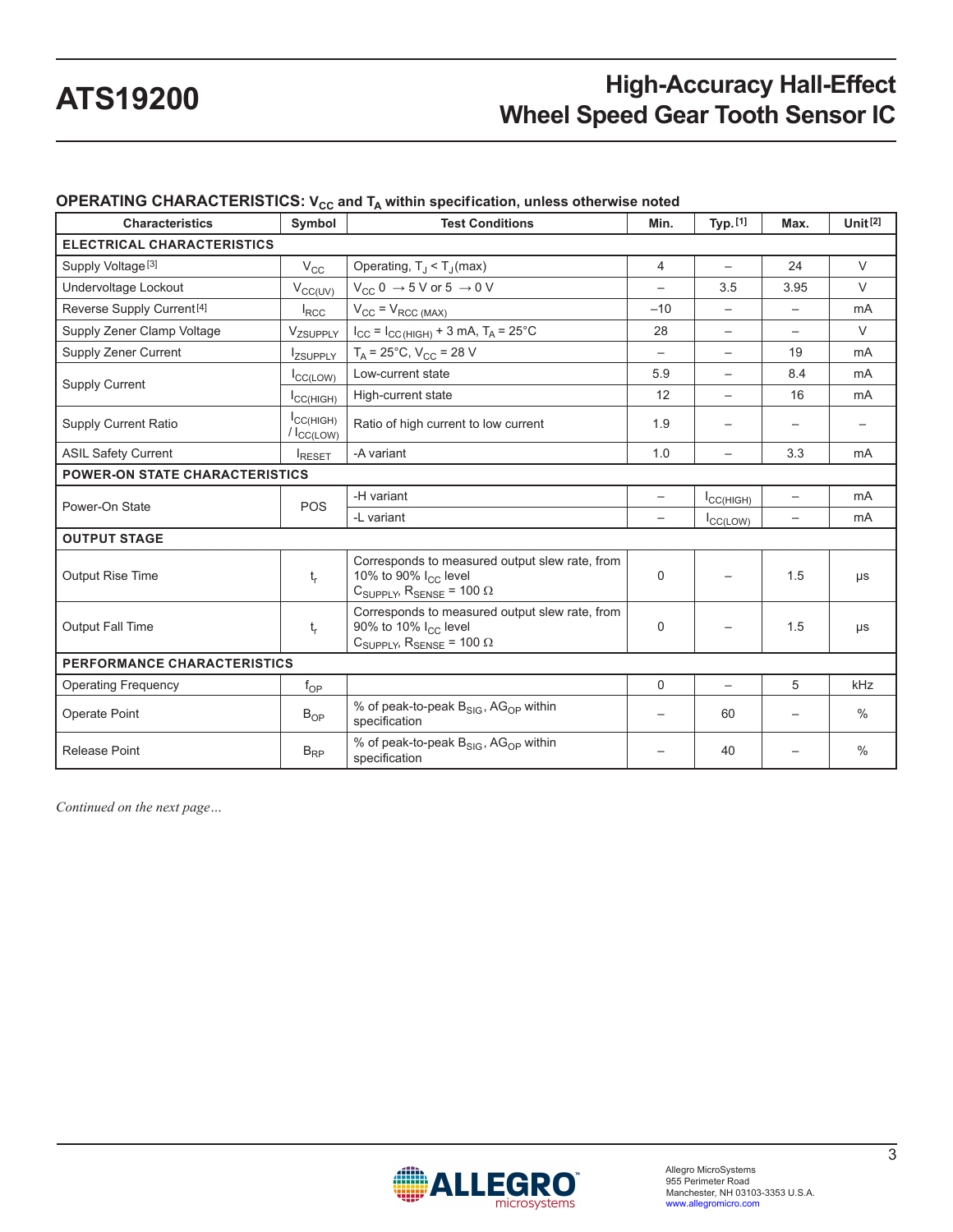## OPERATING CHARACTERISTICS: $V_{CC}$ and $T_A$ within specification, unless otherwise noted

| Characteristics | Symbol | Test Conditions | Min. | Typ. [1] | Max. | Unit [2] |
|---|---|---|---|---|---|---|
| **ELECTRICAL CHARACTERISTICS** | | | | | | |
| Supply Voltage [3] | $V_{CC}$ | Operating, $T_J < T_J$(max) | 4 | – | 24 | V |
| Undervoltage Lockout | $V_{CC(UV)}$ | $V_{CC}$ 0 → 5 V or 5 → 0 V | – | 3.5 | 3.95 | V |
| Reverse Supply Current [4] | $I_{RCC}$ | $V_{CC} = V_{RCC\ (MAX)}$ | –10 | – | – | mA |
| Supply Zener Clamp Voltage | $V_{ZSUPPLY}$ | $I_{CC} = I_{CC\ (HIGH)}$ + 3 mA, $T_A$ = 25°C | 28 | – | – | V |
| Supply Zener Current | $I_{ZSUPPLY}$ | $T_A$ = 25°C, $V_{CC}$ = 28 V | – | – | 19 | mA |
| Supply Current | $I_{CC(LOW)}$ | Low-current state | 5.9 | – | 8.4 | mA |
| | $I_{CC(HIGH)}$ | High-current state | 12 | – | 16 | mA |
| Supply Current Ratio | $I_{CC(HIGH)}$ / $I_{CC(LOW)}$ | Ratio of high current to low current | 1.9 | – | – | – |
| ASIL Safety Current | $I_{RESET}$ | -A variant | 1.0 | – | 3.3 | mA |
| **POWER-ON STATE CHARACTERISTICS** | | | | | | |
| Power-On State | POS | -H variant | – | $I_{CC(HIGH)}$ | – | mA |
| | | -L variant | – | $I_{CC(LOW)}$ | – | mA |
| **OUTPUT STAGE** | | | | | | |
| Output Rise Time | $t_r$ | Corresponds to measured output slew rate, from 10% to 90% $I_{CC}$ level $C_{SUPPLY}$, $R_{SENSE}$ = 100 Ω | 0 | – | 1.5 | μs |
| Output Fall Time | $t_r$ | Corresponds to measured output slew rate, from 90% to 10% $I_{CC}$ level $C_{SUPPLY}$, $R_{SENSE}$ = 100 Ω | 0 | – | 1.5 | μs |
| **PERFORMANCE CHARACTERISTICS** | | | | | | |
| Operating Frequency | $f_{OP}$ | | 0 | – | 5 | kHz |
| Operate Point | $B_{OP}$ | % of peak-to-peak $B_{SIG}$, $AG_{OP}$ within specification | – | 60 | – | % |
| Release Point | $B_{RP}$ | % of peak-to-peak $B_{SIG}$, $AG_{OP}$ within specification | – | 40 | – | % |

*Continued on the next page…*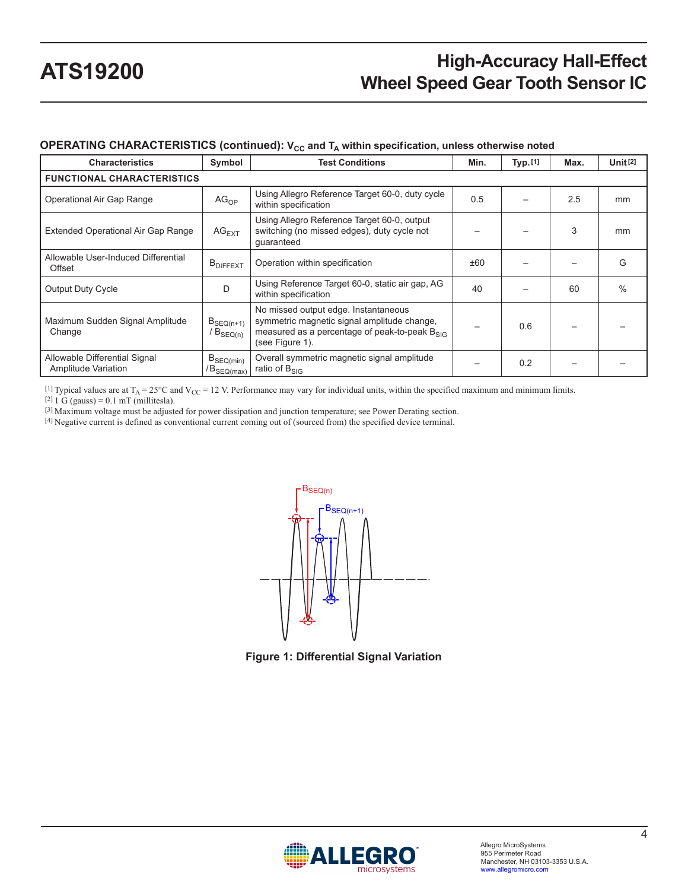## OPERATING CHARACTERISTICS (continued): $V_{CC}$ and $T_A$ within specification, unless otherwise noted

| Characteristics | Symbol | Test Conditions | Min. | Typ.[1] | Max. | Unit[2] |
|---|---|---|---|---|---|---|
| **FUNCTIONAL CHARACTERISTICS** | | | | | | |
| Operational Air Gap Range | $AG_{OP}$ | Using Allegro Reference Target 60-0, duty cycle within specification | 0.5 | – | 2.5 | mm |
| Extended Operational Air Gap Range | $AG_{EXT}$ | Using Allegro Reference Target 60-0, output switching (no missed edges), duty cycle not guaranteed | – | – | 3 | mm |
| Allowable User-Induced Differential Offset | $B_{DIFFEXT}$ | Operation within specification | ±60 | – | – | G |
| Output Duty Cycle | D | Using Reference Target 60-0, static air gap, AG within specification | 40 | – | 60 | % |
| Maximum Sudden Signal Amplitude Change | $B_{SEQ(n+1)}$ / $B_{SEQ(n)}$ | No missed output edge. Instantaneous symmetric magnetic signal amplitude change, measured as a percentage of peak-to-peak $B_{SIG}$ (see Figure 1). | – | 0.6 | – | – |
| Allowable Differential Signal Amplitude Variation | $B_{SEQ(min)}$ / $B_{SEQ(max)}$ | Overall symmetric magnetic signal amplitude ratio of $B_{SIG}$ | – | 0.2 | – | – |

[1] Typical values are at $T_A$ = 25°C and $V_{CC}$ = 12 V. Performance may vary for individual units, within the specified maximum and minimum limits.
[2] 1 G (gauss) = 0.1 mT (millitesla).
[3] Maximum voltage must be adjusted for power dissipation and junction temperature; see Power Derating section.
[4] Negative current is defined as conventional current coming out of (sourced from) the specified device terminal.

**Figure 1: Differential Signal Variation**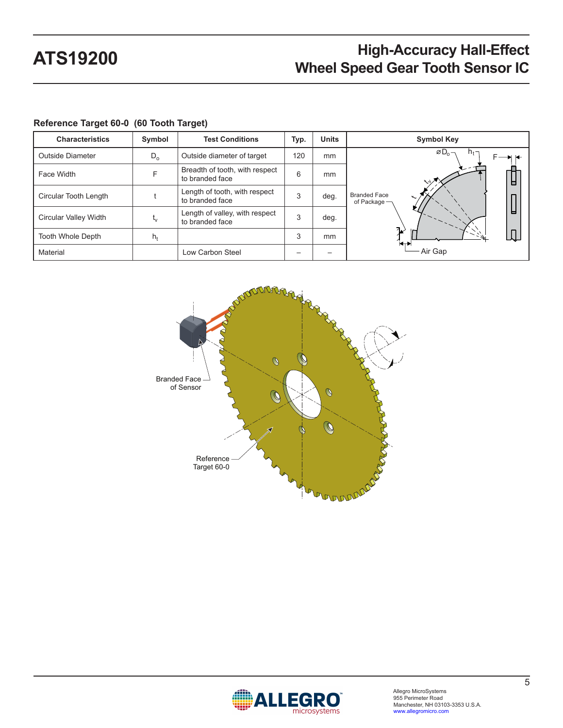### Reference Target 60-0 (60 Tooth Target)

| Characteristics | Symbol | Test Conditions | Typ. | Units | Symbol Key |
|---|---|---|---|---|---|
| Outside Diameter | $D_o$ | Outside diameter of target | 120 | mm | |
| Face Width | F | Breadth of tooth, with respect to branded face | 6 | mm | |
| Circular Tooth Length | t | Length of tooth, with respect to branded face | 3 | deg. | |
| Circular Valley Width | $t_v$ | Length of valley, with respect to branded face | 3 | deg. | |
| Tooth Whole Depth | $h_t$ | | 3 | mm | |
| Material | | Low Carbon Steel | – | – | |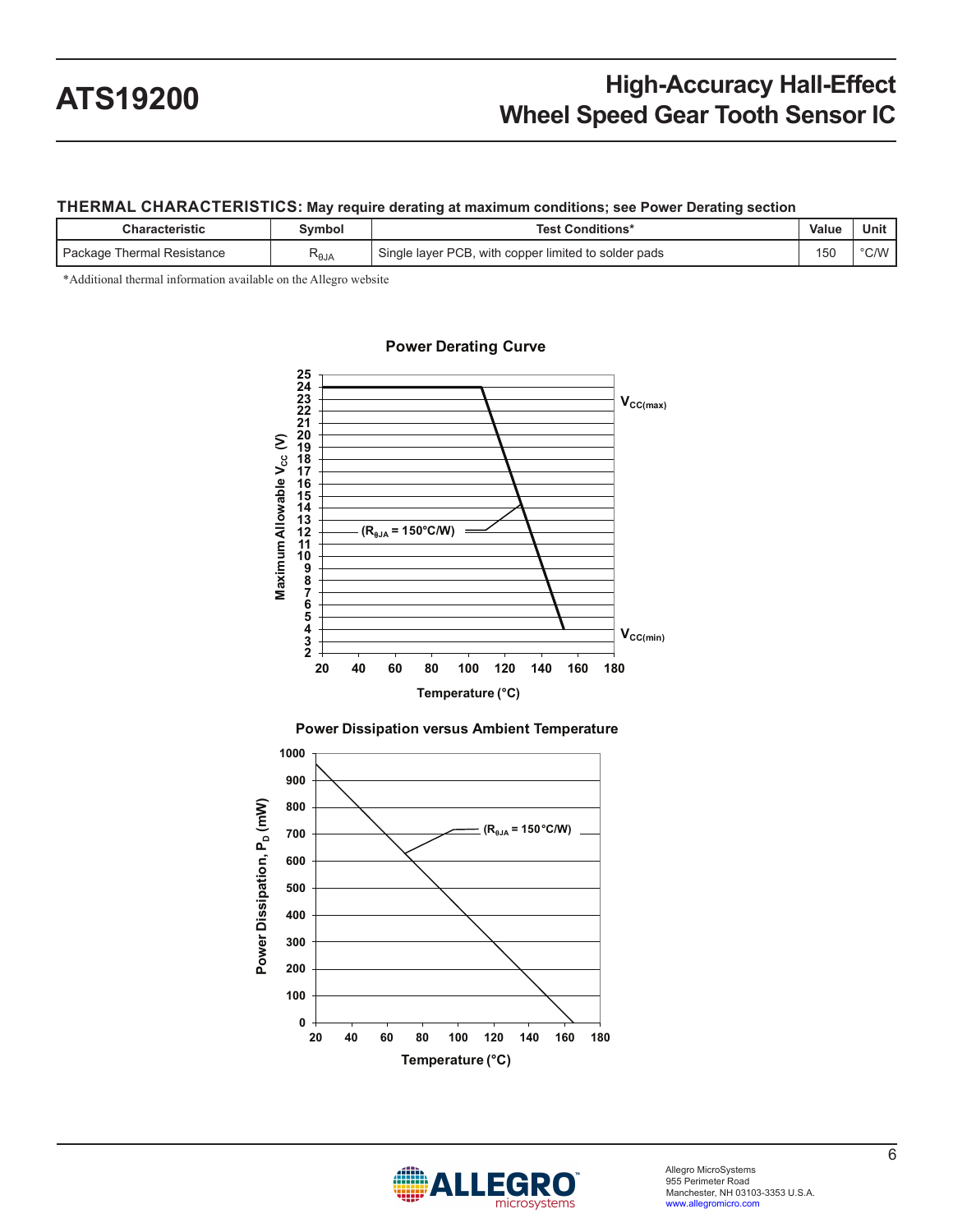## THERMAL CHARACTERISTICS: May require derating at maximum conditions; see Power Derating section

| Characteristic | Symbol | Test Conditions* | Value | Unit |
|---|---|---|---|---|
| Package Thermal Resistance | $R_{\theta JA}$ | Single layer PCB, with copper limited to solder pads | 150 | °C/W |

*Additional thermal information available on the Allegro website

**Power Derating Curve**

**Power Dissipation versus Ambient Temperature**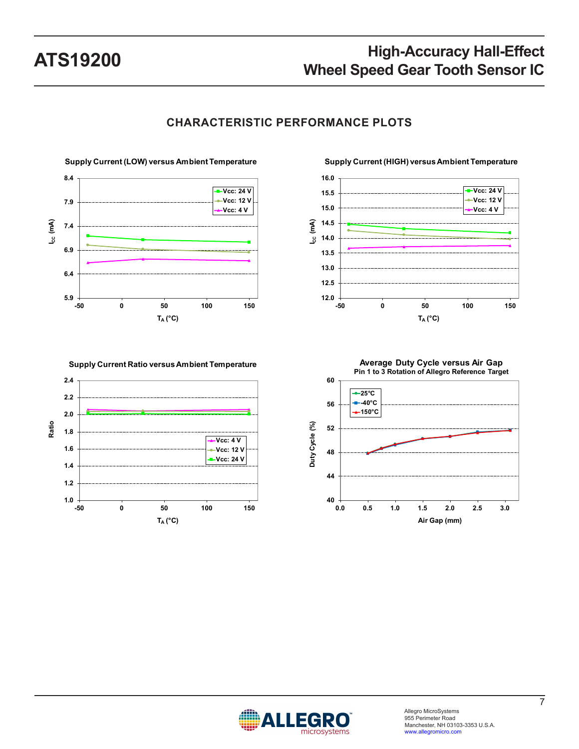## CHARACTERISTIC PERFORMANCE PLOTS

**Supply Current (LOW) versus Ambient Temperature**

**Supply Current (HIGH) versus Ambient Temperature**

**Supply Current Ratio versus Ambient Temperature**

**Average Duty Cycle versus Air Gap**
**Pin 1 to 3 Rotation of Allegro Reference Target**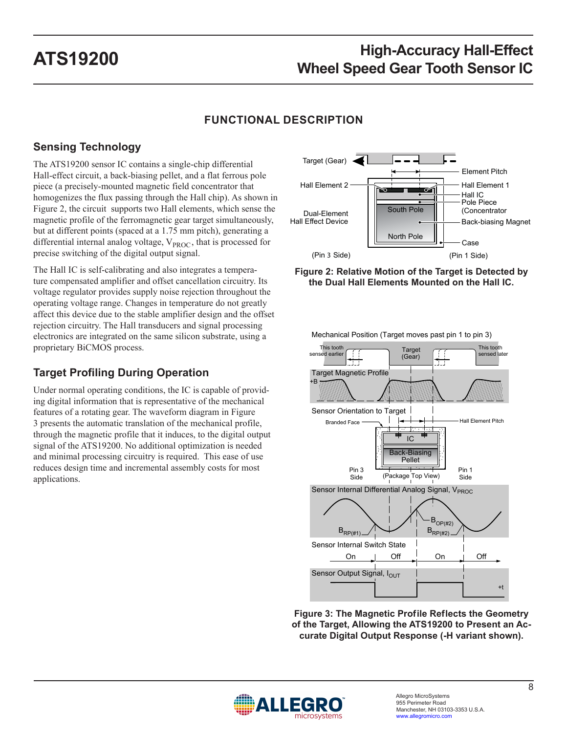## FUNCTIONAL DESCRIPTION

### Sensing Technology

The ATS19200 sensor IC contains a single-chip differential Hall-effect circuit, a back-biasing pellet, and a flat ferrous pole piece (a precisely-mounted magnetic field concentrator that homogenizes the flux passing through the Hall chip). As shown in Figure 2, the circuit supports two Hall elements, which sense the magnetic profile of the ferromagnetic gear target simultaneously, but at different points (spaced at a 1.75 mm pitch), generating a differential internal analog voltage, $V_{PROC}$, that is processed for precise switching of the digital output signal.

The Hall IC is self-calibrating and also integrates a temperature compensated amplifier and offset cancellation circuitry. Its voltage regulator provides supply noise rejection throughout the operating voltage range. Changes in temperature do not greatly affect this device due to the stable amplifier design and the offset rejection circuitry. The Hall transducers and signal processing electronics are integrated on the same silicon substrate, using a proprietary BiCMOS process.

**Figure 2: Relative Motion of the Target is Detected by the Dual Hall Elements Mounted on the Hall IC.**

### Target Profiling During Operation

Under normal operating conditions, the IC is capable of providing digital information that is representative of the mechanical features of a rotating gear. The waveform diagram in Figure 3 presents the automatic translation of the mechanical profile, through the magnetic profile that it induces, to the digital output signal of the ATS19200. No additional optimization is needed and minimal processing circuitry is required. This ease of use reduces design time and incremental assembly costs for most applications.

**Figure 3: The Magnetic Profile Reflects the Geometry of the Target, Allowing the ATS19200 to Present an Accurate Digital Output Response (-H variant shown).**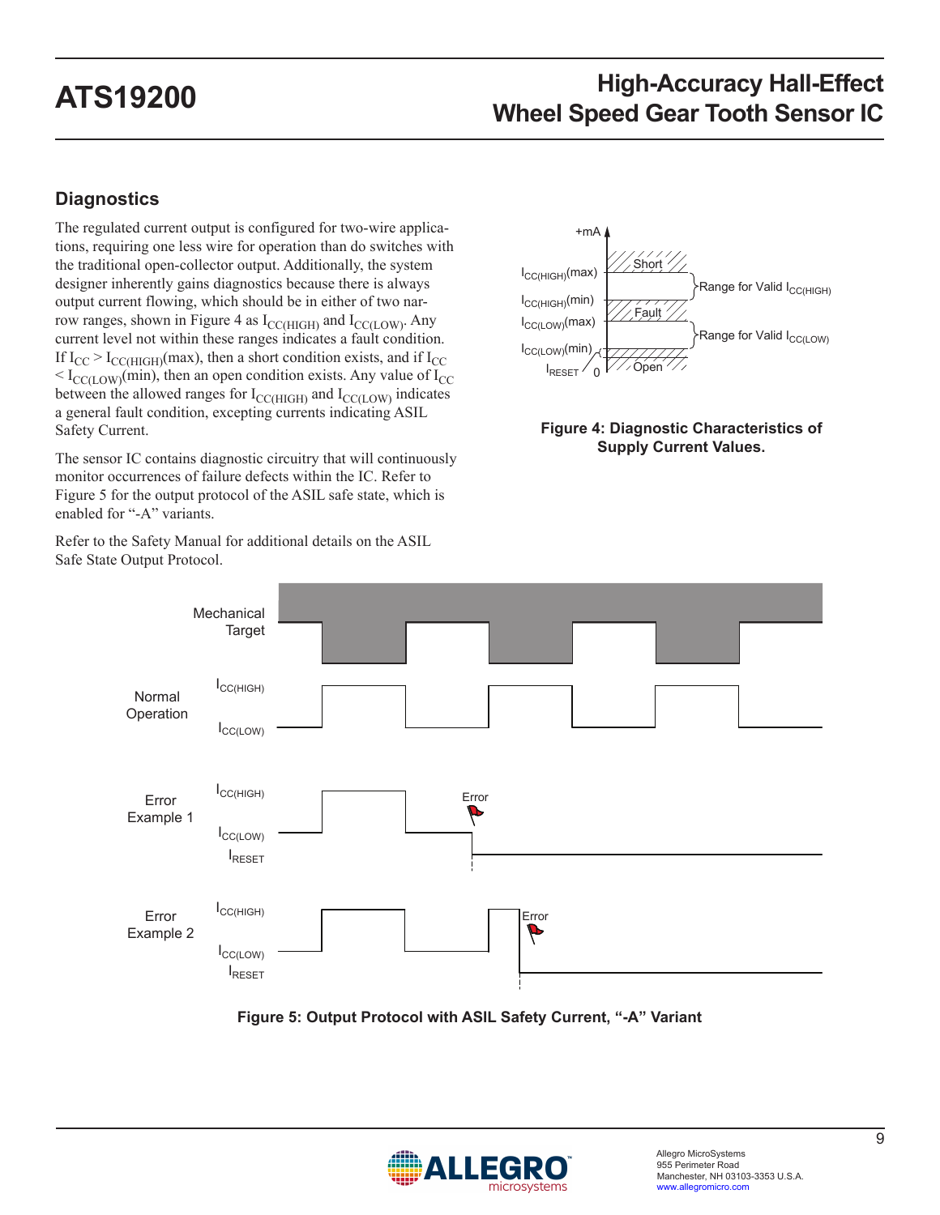## Diagnostics

The regulated current output is configured for two-wire applications, requiring one less wire for operation than do switches with the traditional open-collector output. Additionally, the system designer inherently gains diagnostics because there is always output current flowing, which should be in either of two narrow ranges, shown in Figure 4 as $I_{CC(HIGH)}$ and $I_{CC(LOW)}$. Any current level not within these ranges indicates a fault condition. If $I_{CC} > I_{CC(HIGH)}$(max), then a short condition exists, and if $I_{CC} < I_{CC(LOW)}$(min), then an open condition exists. Any value of $I_{CC}$ between the allowed ranges for $I_{CC(HIGH)}$ and $I_{CC(LOW)}$ indicates a general fault condition, excepting currents indicating ASIL Safety Current.

The sensor IC contains diagnostic circuitry that will continuously monitor occurrences of failure defects within the IC. Refer to Figure 5 for the output protocol of the ASIL safe state, which is enabled for "-A" variants.

Refer to the Safety Manual for additional details on the ASIL Safe State Output Protocol.

**Figure 4: Diagnostic Characteristics of Supply Current Values.**

**Figure 5: Output Protocol with ASIL Safety Current, "-A" Variant**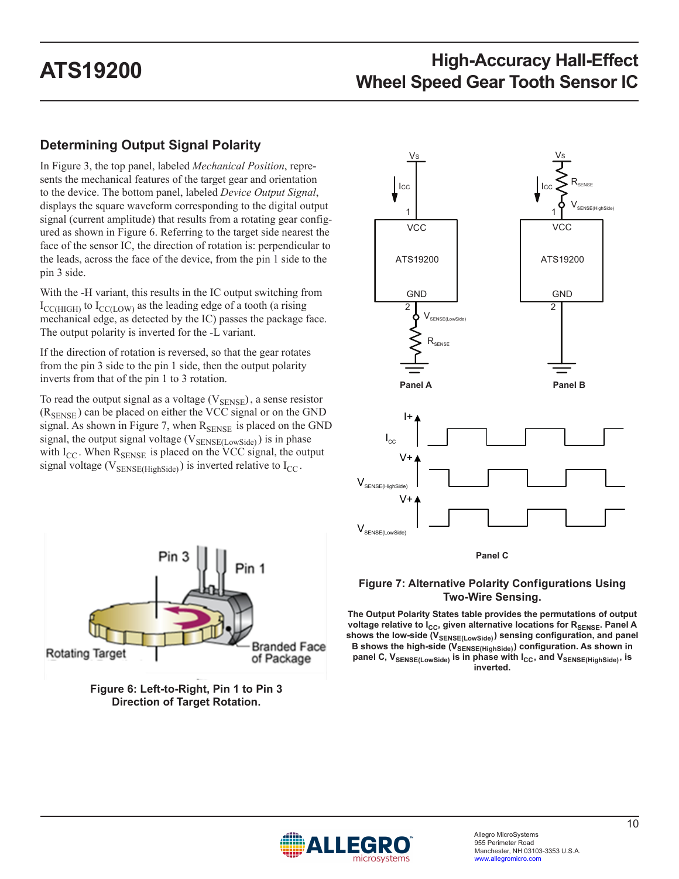## Determining Output Signal Polarity

In Figure 3, the top panel, labeled *Mechanical Position*, represents the mechanical features of the target gear and orientation to the device. The bottom panel, labeled *Device Output Signal*, displays the square waveform corresponding to the digital output signal (current amplitude) that results from a rotating gear configured as shown in Figure 6. Referring to the target side nearest the face of the sensor IC, the direction of rotation is: perpendicular to the leads, across the face of the device, from the pin 1 side to the pin 3 side.

With the -H variant, this results in the IC output switching from $I_{CC(HIGH)}$ to $I_{CC(LOW)}$ as the leading edge of a tooth (a rising mechanical edge, as detected by the IC) passes the package face. The output polarity is inverted for the -L variant.

If the direction of rotation is reversed, so that the gear rotates from the pin 3 side to the pin 1 side, then the output polarity inverts from that of the pin 1 to 3 rotation.

To read the output signal as a voltage ($V_{SENSE}$), a sense resistor ($R_{SENSE}$) can be placed on either the VCC signal or on the GND signal. As shown in Figure 7, when $R_{SENSE}$ is placed on the GND signal, the output signal voltage ($V_{SENSE(LowSide)}$) is in phase with $I_{CC}$. When $R_{SENSE}$ is placed on the VCC signal, the output signal voltage ($V_{SENSE(HighSide)}$) is inverted relative to $I_{CC}$.

Figure 6: Left-to-Right, Pin 1 to Pin 3 Direction of Target Rotation.

Figure 7: Alternative Polarity Configurations Using Two-Wire Sensing.

**The Output Polarity States table provides the permutations of output voltage relative to $I_{CC}$, given alternative locations for $R_{SENSE}$. Panel A shows the low-side ($V_{SENSE(LowSide)}$) sensing configuration, and panel B shows the high-side ($V_{SENSE(HighSide)}$) configuration. As shown in panel C, $V_{SENSE(LowSide)}$ is in phase with $I_{CC}$, and $V_{SENSE(HighSide)}$, is inverted.**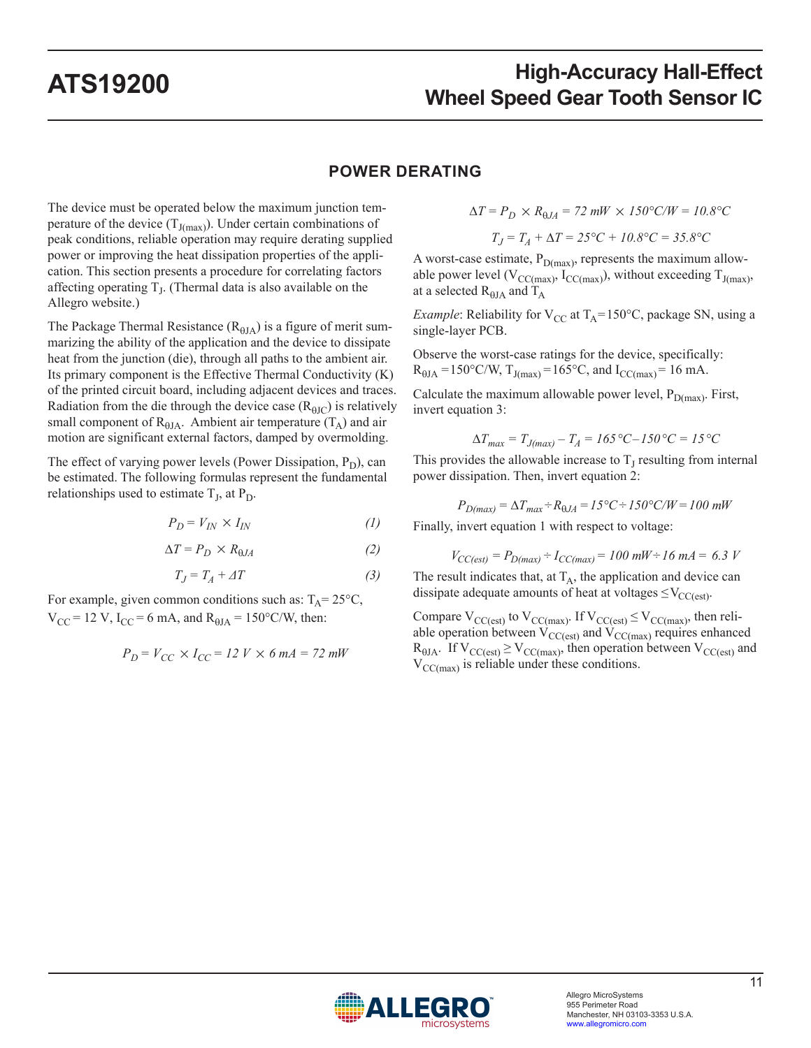## POWER DERATING

The device must be operated below the maximum junction temperature of the device ($T_{J(max)}$). Under certain combinations of peak conditions, reliable operation may require derating supplied power or improving the heat dissipation properties of the application. This section presents a procedure for correlating factors affecting operating $T_J$. (Thermal data is also available on the Allegro website.)

The Package Thermal Resistance ($R_{\theta JA}$) is a figure of merit summarizing the ability of the application and the device to dissipate heat from the junction (die), through all paths to the ambient air. Its primary component is the Effective Thermal Conductivity (K) of the printed circuit board, including adjacent devices and traces. Radiation from the die through the device case ($R_{\theta JC}$) is relatively small component of $R_{\theta JA}$. Ambient air temperature ($T_A$) and air motion are significant external factors, damped by overmolding.

The effect of varying power levels (Power Dissipation, $P_D$), can be estimated. The following formulas represent the fundamental relationships used to estimate $T_J$, at $P_D$.

$$P_D = V_{IN} \times I_{IN} \quad (1)$$

$$\Delta T = P_D \times R_{\theta JA} \quad (2)$$

$$T_J = T_A + \Delta T \quad (3)$$

For example, given common conditions such as: $T_A$= 25°C, $V_{CC}$ = 12 V, $I_{CC}$ = 6 mA, and $R_{\theta JA}$ = 150°C/W, then:

$$P_D = V_{CC} \times I_{CC} = 12\ V \times 6\ mA = 72\ mW$$

$$\Delta T = P_D \times R_{\theta JA} = 72\ mW \times 150°C/W = 10.8°C$$

$$T_J = T_A + \Delta T = 25°C + 10.8°C = 35.8°C$$

A worst-case estimate, $P_{D(max)}$, represents the maximum allowable power level ($V_{CC(max)}$, $I_{CC(max)}$), without exceeding $T_{J(max)}$, at a selected $R_{\theta JA}$ and $T_A$

*Example*: Reliability for $V_{CC}$ at $T_A$=150°C, package SN, using a single-layer PCB.

Observe the worst-case ratings for the device, specifically: $R_{\theta JA}$ =150°C/W, $T_{J(max)}$ =165°C, and $I_{CC(max)}$ = 16 mA.

Calculate the maximum allowable power level, $P_{D(max)}$. First, invert equation 3:

$$\Delta T_{max} = T_{J(max)} - T_A = 165°C - 150°C = 15°C$$

This provides the allowable increase to $T_J$ resulting from internal power dissipation. Then, invert equation 2:

$$P_{D(max)} = \Delta T_{max} \div R_{\theta JA} = 15°C \div 150°C/W = 100\ mW$$

Finally, invert equation 1 with respect to voltage:

$$V_{CC(est)} = P_{D(max)} \div I_{CC(max)} = 100\ mW \div 16\ mA = 6.3\ V$$

The result indicates that, at $T_A$, the application and device can dissipate adequate amounts of heat at voltages $\leq V_{CC(est)}$.

Compare $V_{CC(est)}$ to $V_{CC(max)}$. If $V_{CC(est)} \leq V_{CC(max)}$, then reliable operation between $V_{CC(est)}$ and $V_{CC(max)}$ requires enhanced $R_{\theta JA}$. If $V_{CC(est)} \geq V_{CC(max)}$, then operation between $V_{CC(est)}$ and $V_{CC(max)}$ is reliable under these conditions.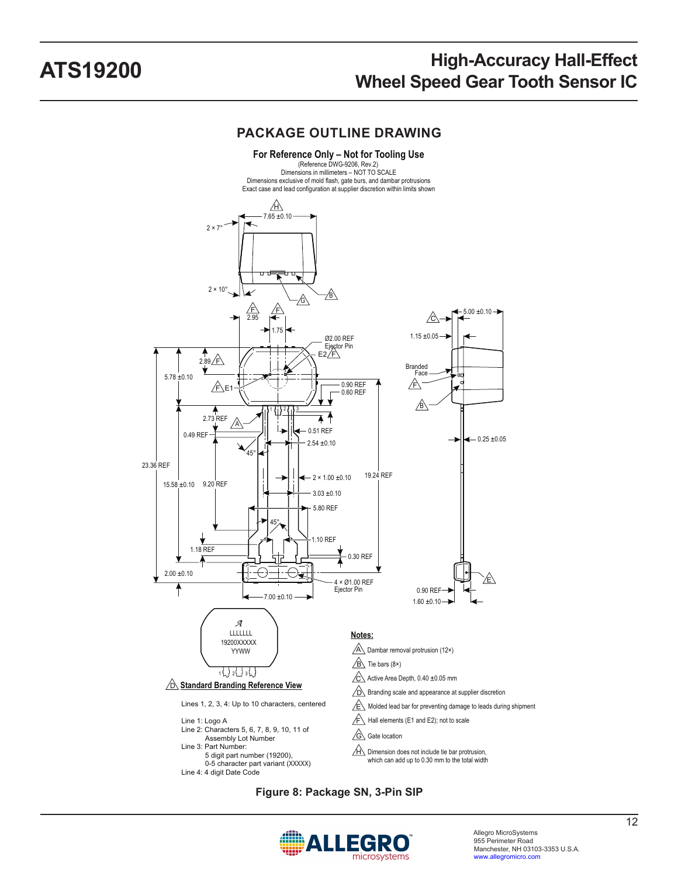## PACKAGE OUTLINE DRAWING

**For Reference Only – Not for Tooling Use**

(Reference DWG-9206, Rev.2)
Dimensions in millimeters – NOT TO SCALE
Dimensions exclusive of mold flash, gate burs, and dambar protrusions
Exact case and lead configuration at supplier discretion within limits shown

**D Standard Branding Reference View**

Lines 1, 2, 3, 4: Up to 10 characters, centered

Line 1: Logo A
Line 2: Characters 5, 6, 7, 8, 9, 10, 11 of Assembly Lot Number
Line 3: Part Number:
5 digit part number (19200),
0-5 character part variant (XXXXX)
Line 4: 4 digit Date Code

**Notes:**

- A Dambar removal protrusion (12×)
- B Tie bars (8×)
- C Active Area Depth, 0.40 ±0.05 mm
- D Branding scale and appearance at supplier discretion
- E Molded lead bar for preventing damage to leads during shipment
- F Hall elements (E1 and E2); not to scale
- G Gate location
- H Dimension does not include tie bar protrusion, which can add up to 0.30 mm to the total width

**Figure 8: Package SN, 3-Pin SIP**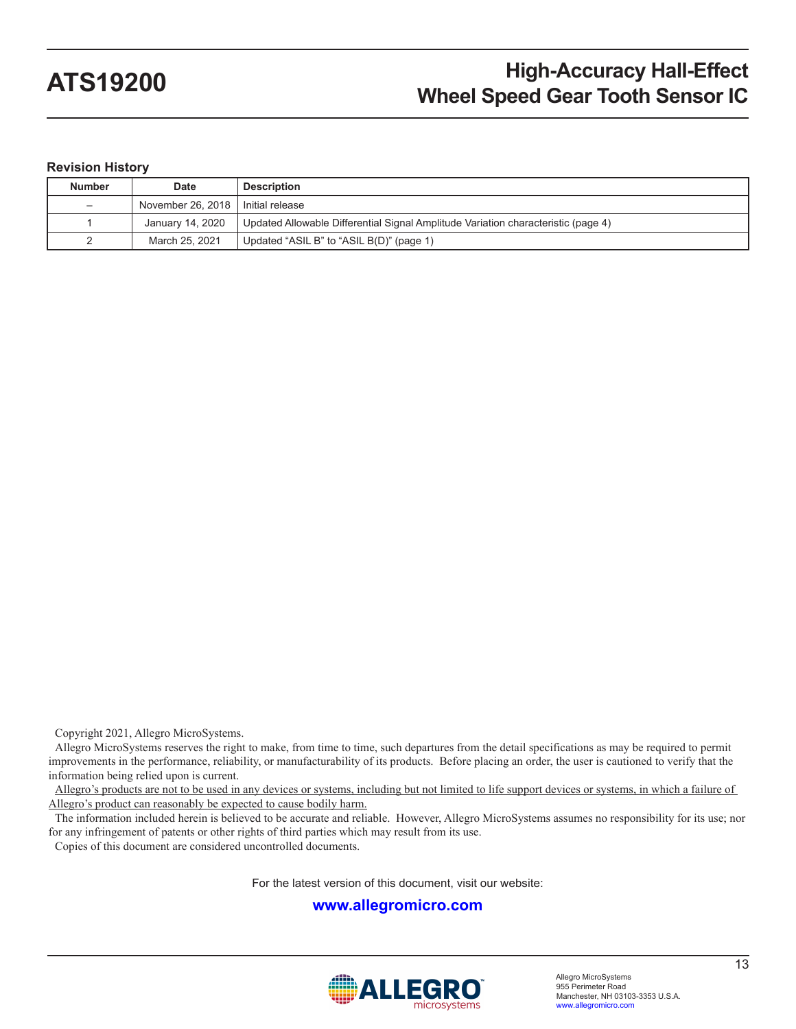## Revision History

| Number | Date | Description |
|---|---|---|
| – | November 26, 2018 | Initial release |
| 1 | January 14, 2020 | Updated Allowable Differential Signal Amplitude Variation characteristic (page 4) |
| 2 | March 25, 2021 | Updated “ASIL B” to “ASIL B(D)” (page 1) |

Copyright 2021, Allegro MicroSystems.

Allegro MicroSystems reserves the right to make, from time to time, such departures from the detail specifications as may be required to permit improvements in the performance, reliability, or manufacturability of its products. Before placing an order, the user is cautioned to verify that the information being relied upon is current.

Allegro’s products are not to be used in any devices or systems, including but not limited to life support devices or systems, in which a failure of Allegro’s product can reasonably be expected to cause bodily harm.

The information included herein is believed to be accurate and reliable. However, Allegro MicroSystems assumes no responsibility for its use; nor for any infringement of patents or other rights of third parties which may result from its use.

Copies of this document are considered uncontrolled documents.

For the latest version of this document, visit our website:

**www.allegromicro.com**

Allegro MicroSystems
955 Perimeter Road
Manchester, NH 03103-3353 U.S.A.
www.allegromicro.com